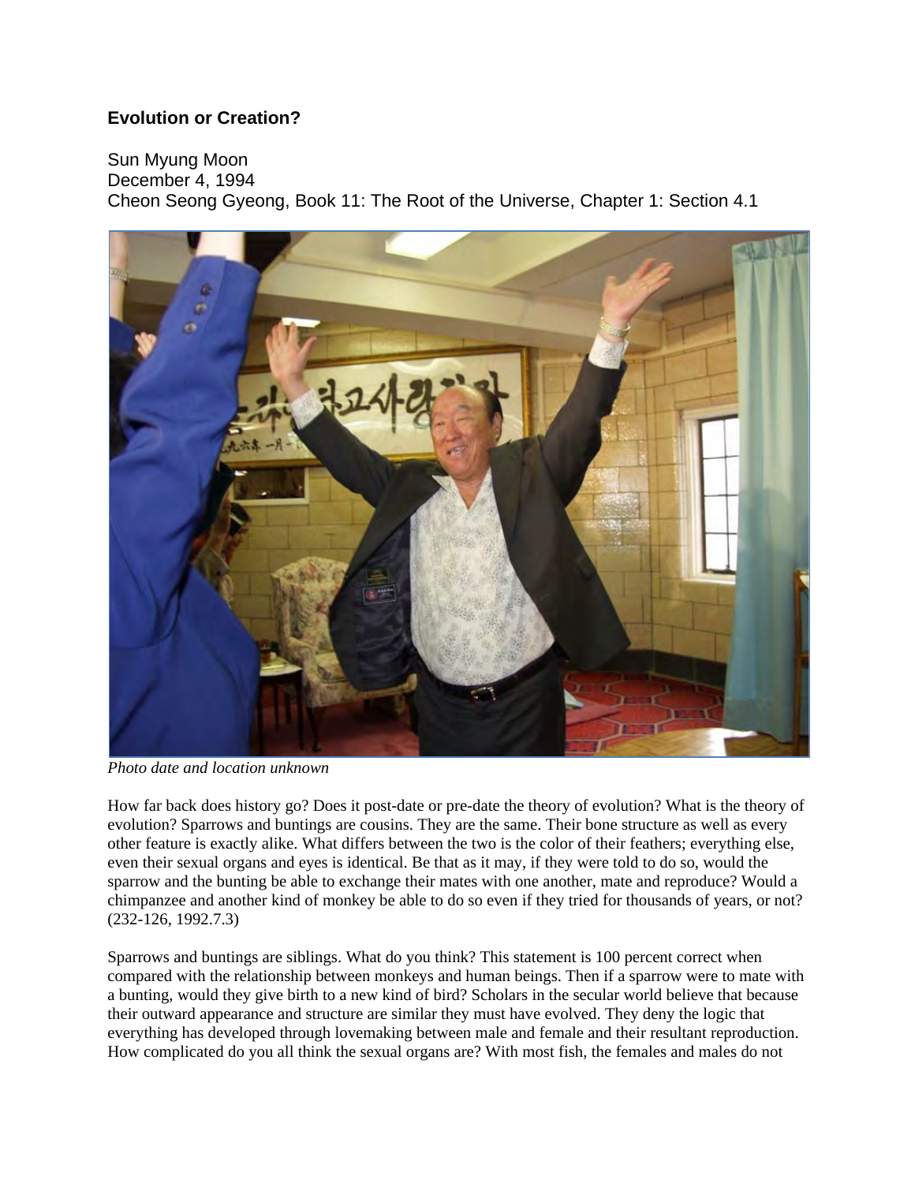## Evolution or Creation?

Sun Myung Moon
December 4, 1994
Cheon Seong Gyeong, Book 11: The Root of the Universe, Chapter 1: Section 4.1

*Photo date and location unknown*

How far back does history go? Does it post-date or pre-date the theory of evolution? What is the theory of evolution? Sparrows and buntings are cousins. They are the same. Their bone structure as well as every other feature is exactly alike. What differs between the two is the color of their feathers; everything else, even their sexual organs and eyes is identical. Be that as it may, if they were told to do so, would the sparrow and the bunting be able to exchange their mates with one another, mate and reproduce? Would a chimpanzee and another kind of monkey be able to do so even if they tried for thousands of years, or not? (232-126, 1992.7.3)

Sparrows and buntings are siblings. What do you think? This statement is 100 percent correct when compared with the relationship between monkeys and human beings. Then if a sparrow were to mate with a bunting, would they give birth to a new kind of bird? Scholars in the secular world believe that because their outward appearance and structure are similar they must have evolved. They deny the logic that everything has developed through lovemaking between male and female and their resultant reproduction. How complicated do you all think the sexual organs are? With most fish, the females and males do not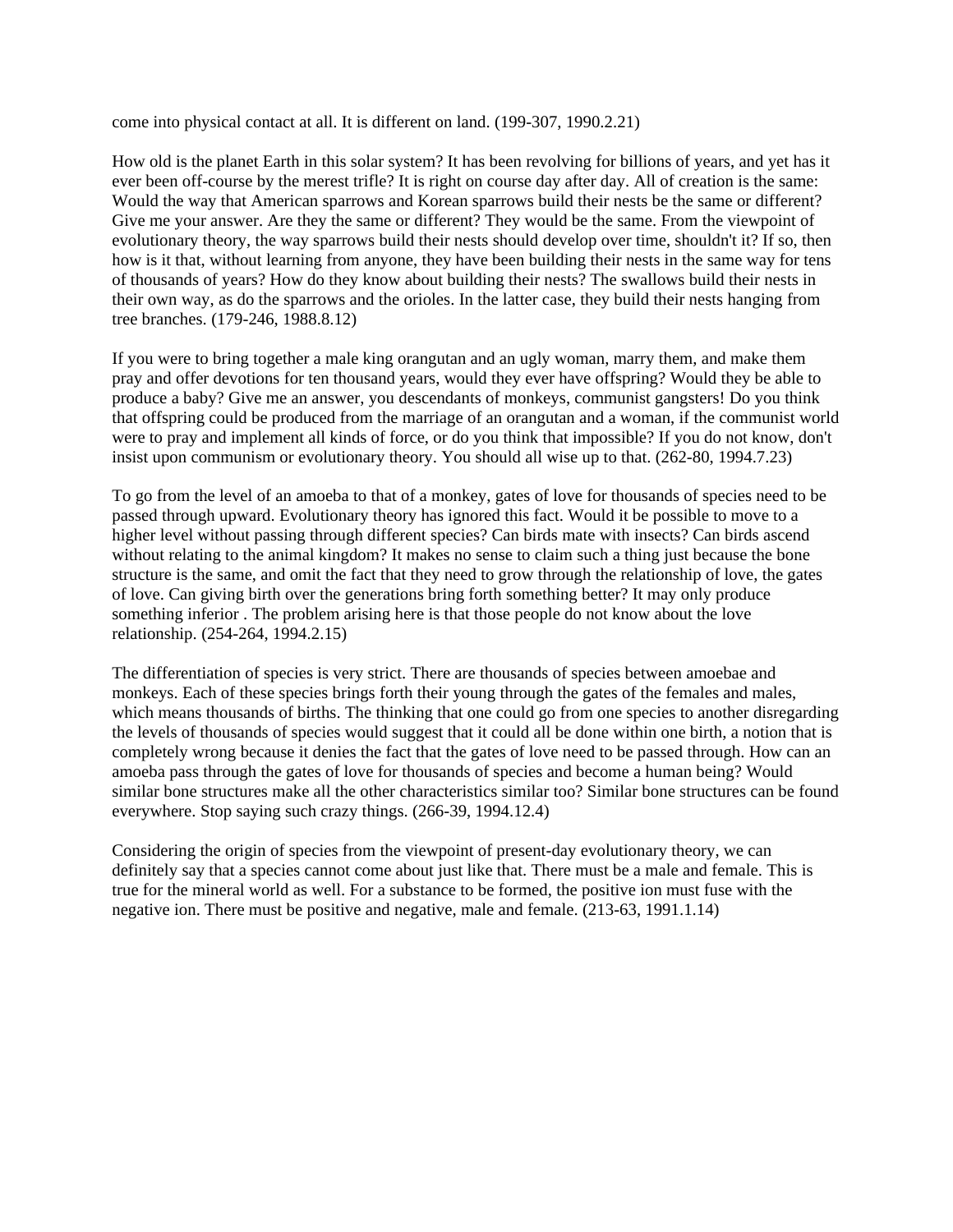come into physical contact at all. It is different on land. (199-307, 1990.2.21)

How old is the planet Earth in this solar system? It has been revolving for billions of years, and yet has it ever been off-course by the merest trifle? It is right on course day after day. All of creation is the same: Would the way that American sparrows and Korean sparrows build their nests be the same or different? Give me your answer. Are they the same or different? They would be the same. From the viewpoint of evolutionary theory, the way sparrows build their nests should develop over time, shouldn't it? If so, then how is it that, without learning from anyone, they have been building their nests in the same way for tens of thousands of years? How do they know about building their nests? The swallows build their nests in their own way, as do the sparrows and the orioles. In the latter case, they build their nests hanging from tree branches. (179-246, 1988.8.12)

If you were to bring together a male king orangutan and an ugly woman, marry them, and make them pray and offer devotions for ten thousand years, would they ever have offspring? Would they be able to produce a baby? Give me an answer, you descendants of monkeys, communist gangsters! Do you think that offspring could be produced from the marriage of an orangutan and a woman, if the communist world were to pray and implement all kinds of force, or do you think that impossible? If you do not know, don't insist upon communism or evolutionary theory. You should all wise up to that. (262-80, 1994.7.23)

To go from the level of an amoeba to that of a monkey, gates of love for thousands of species need to be passed through upward. Evolutionary theory has ignored this fact. Would it be possible to move to a higher level without passing through different species? Can birds mate with insects? Can birds ascend without relating to the animal kingdom? It makes no sense to claim such a thing just because the bone structure is the same, and omit the fact that they need to grow through the relationship of love, the gates of love. Can giving birth over the generations bring forth something better? It may only produce something inferior . The problem arising here is that those people do not know about the love relationship. (254-264, 1994.2.15)

The differentiation of species is very strict. There are thousands of species between amoebae and monkeys. Each of these species brings forth their young through the gates of the females and males, which means thousands of births. The thinking that one could go from one species to another disregarding the levels of thousands of species would suggest that it could all be done within one birth, a notion that is completely wrong because it denies the fact that the gates of love need to be passed through. How can an amoeba pass through the gates of love for thousands of species and become a human being? Would similar bone structures make all the other characteristics similar too? Similar bone structures can be found everywhere. Stop saying such crazy things. (266-39, 1994.12.4)

Considering the origin of species from the viewpoint of present-day evolutionary theory, we can definitely say that a species cannot come about just like that. There must be a male and female. This is true for the mineral world as well. For a substance to be formed, the positive ion must fuse with the negative ion. There must be positive and negative, male and female. (213-63, 1991.1.14)